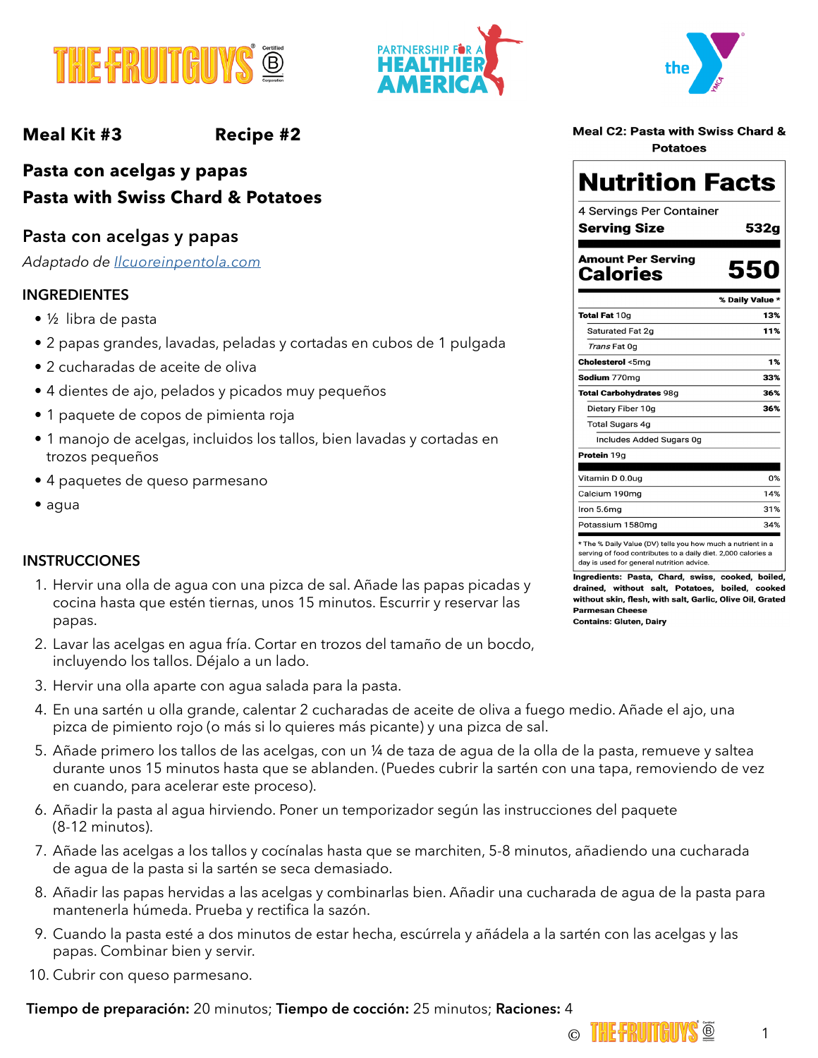**Meal Kit #3** **Recipe #2**

## Pasta con acelgas y papas
## Pasta with Swiss Chard & Potatoes

### Pasta con acelgas y papas

*Adaptado de* [*llcuoreinpentola.com*](llcuoreinpentola.com)

**INGREDIENTES**

- ½ libra de pasta
- 2 papas grandes, lavadas, peladas y cortadas en cubos de 1 pulgada
- 2 cucharadas de aceite de oliva
- 4 dientes de ajo, pelados y picados muy pequeños
- 1 paquete de copos de pimienta roja
- 1 manojo de acelgas, incluidos los tallos, bien lavadas y cortadas en trozos pequeños
- 4 paquetes de queso parmesano
- agua

**Meal C2: Pasta with Swiss Chard & Potatoes**

**Nutrition Facts**

4 Servings Per Container

| **Serving Size** | **532g** |
|---|---|
| **Amount Per Serving** **Calories** | **550** |
| | **% Daily Value \*** |
| **Total Fat** 10g | **13%** |
| Saturated Fat 2g | **11%** |
| *Trans* Fat 0g | |
| **Cholesterol** <5mg | **1%** |
| **Sodium** 770mg | **33%** |
| **Total Carbohydrates** 98g | **36%** |
| Dietary Fiber 10g | **36%** |
| Total Sugars 4g | |
| Includes Added Sugars 0g | |
| **Protein** 19g | |
| Vitamin D 0.0ug | 0% |
| Calcium 190mg | 14% |
| Iron 5.6mg | 31% |
| Potassium 1580mg | 34% |

\* The % Daily Value (DV) tells you how much a nutrient in a serving of food contributes to a daily diet. 2,000 calories a day is used for general nutrition advice.

**Ingredients: Pasta, Chard, swiss, cooked, boiled, drained, without salt, Potatoes, boiled, cooked without skin, flesh, with salt, Garlic, Olive Oil, Grated Parmesan Cheese**

**Contains: Gluten, Dairy**

**INSTRUCCIONES**

1. Hervir una olla de agua con una pizca de sal. Añade las papas picadas y cocina hasta que estén tiernas, unos 15 minutos. Escurrir y reservar las papas.
2. Lavar las acelgas en agua fría. Cortar en trozos del tamaño de un bocdo, incluyendo los tallos. Déjalo a un lado.
3. Hervir una olla aparte con agua salada para la pasta.
4. En una sartén u olla grande, calentar 2 cucharadas de aceite de oliva a fuego medio. Añade el ajo, una pizca de pimiento rojo (o más si lo quieres más picante) y una pizca de sal.
5. Añade primero los tallos de las acelgas, con un ¼ de taza de agua de la olla de la pasta, remueve y saltea durante unos 15 minutos hasta que se ablanden. (Puedes cubrir la sartén con una tapa, removiendo de vez en cuando, para acelerar este proceso).
6. Añadir la pasta al agua hirviendo. Poner un temporizador según las instrucciones del paquete (8-12 minutos).
7. Añade las acelgas a los tallos y cocínalas hasta que se marchiten, 5-8 minutos, añadiendo una cucharada de agua de la pasta si la sartén se seca demasiado.
8. Añadir las papas hervidas a las acelgas y combinarlas bien. Añadir una cucharada de agua de la pasta para mantenerla húmeda. Prueba y rectifica la sazón.
9. Cuando la pasta esté a dos minutos de estar hecha, escúrrela y añádela a la sartén con las acelgas y las papas. Combinar bien y servir.
10. Cubrir con queso parmesano.

**Tiempo de preparación:** 20 minutos; **Tiempo de cocción:** 25 minutos; **Raciones:** 4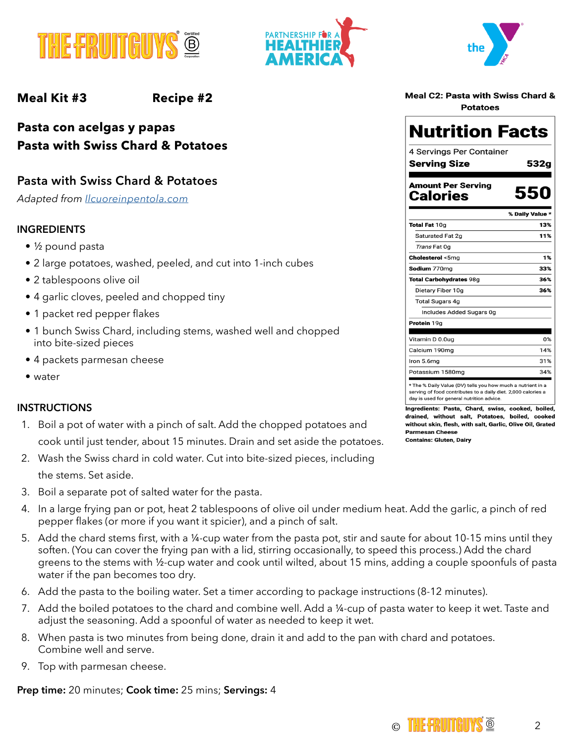**Meal Kit #3** **Recipe #2**

## Pasta con acelgas y papas
## Pasta with Swiss Chard & Potatoes

### Pasta with Swiss Chard & Potatoes

*Adapted from [Ilcuoreinpentola.com](Ilcuoreinpentola.com)*

**INGREDIENTS**

- ½ pound pasta
- 2 large potatoes, washed, peeled, and cut into 1-inch cubes
- 2 tablespoons olive oil
- 4 garlic cloves, peeled and chopped tiny
- 1 packet red pepper flakes
- 1 bunch Swiss Chard, including stems, washed well and chopped into bite-sized pieces
- 4 packets parmesan cheese
- water

**INSTRUCTIONS**

1. Boil a pot of water with a pinch of salt. Add the chopped potatoes and cook until just tender, about 15 minutes. Drain and set aside the potatoes.
2. Wash the Swiss chard in cold water. Cut into bite-sized pieces, including the stems. Set aside.
3. Boil a separate pot of salted water for the pasta.
4. In a large frying pan or pot, heat 2 tablespoons of olive oil under medium heat. Add the garlic, a pinch of red pepper flakes (or more if you want it spicier), and a pinch of salt.
5. Add the chard stems first, with a ¼-cup water from the pasta pot, stir and saute for about 10-15 mins until they soften. (You can cover the frying pan with a lid, stirring occasionally, to speed this process.) Add the chard greens to the stems with ½-cup water and cook until wilted, about 15 mins, adding a couple spoonfuls of pasta water if the pan becomes too dry.
6. Add the pasta to the boiling water. Set a timer according to package instructions (8-12 minutes).
7. Add the boiled potatoes to the chard and combine well. Add a ¼-cup of pasta water to keep it wet. Taste and adjust the seasoning. Add a spoonful of water as needed to keep it wet.
8. When pasta is two minutes from being done, drain it and add to the pan with chard and potatoes. Combine well and serve.
9. Top with parmesan cheese.

**Prep time:** 20 minutes; **Cook time:** 25 mins; **Servings:** 4

**Meal C2: Pasta with Swiss Chard & Potatoes**

## Nutrition Facts

4 Servings Per Container

**Serving Size** 532g

**Amount Per Serving**
**Calories** 550

| | % Daily Value * |
|---|---|
| **Total Fat** 10g | 13% |
| Saturated Fat 2g | 11% |
| *Trans* Fat 0g | |
| **Cholesterol** <5mg | 1% |
| **Sodium** 770mg | 33% |
| **Total Carbohydrates** 98g | 36% |
| Dietary Fiber 10g | 36% |
| Total Sugars 4g | |
| Includes Added Sugars 0g | |
| **Protein** 19g | |
| Vitamin D 0.0ug | 0% |
| Calcium 190mg | 14% |
| Iron 5.6mg | 31% |
| Potassium 1580mg | 34% |

\* The % Daily Value (DV) tells you how much a nutrient in a serving of food contributes to a daily diet. 2,000 calories a day is used for general nutrition advice.

**Ingredients: Pasta, Chard, swiss, cooked, boiled, drained, without salt, Potatoes, boiled, cooked without skin, flesh, with salt, Garlic, Olive Oil, Grated Parmesan Cheese**

**Contains: Gluten, Dairy**